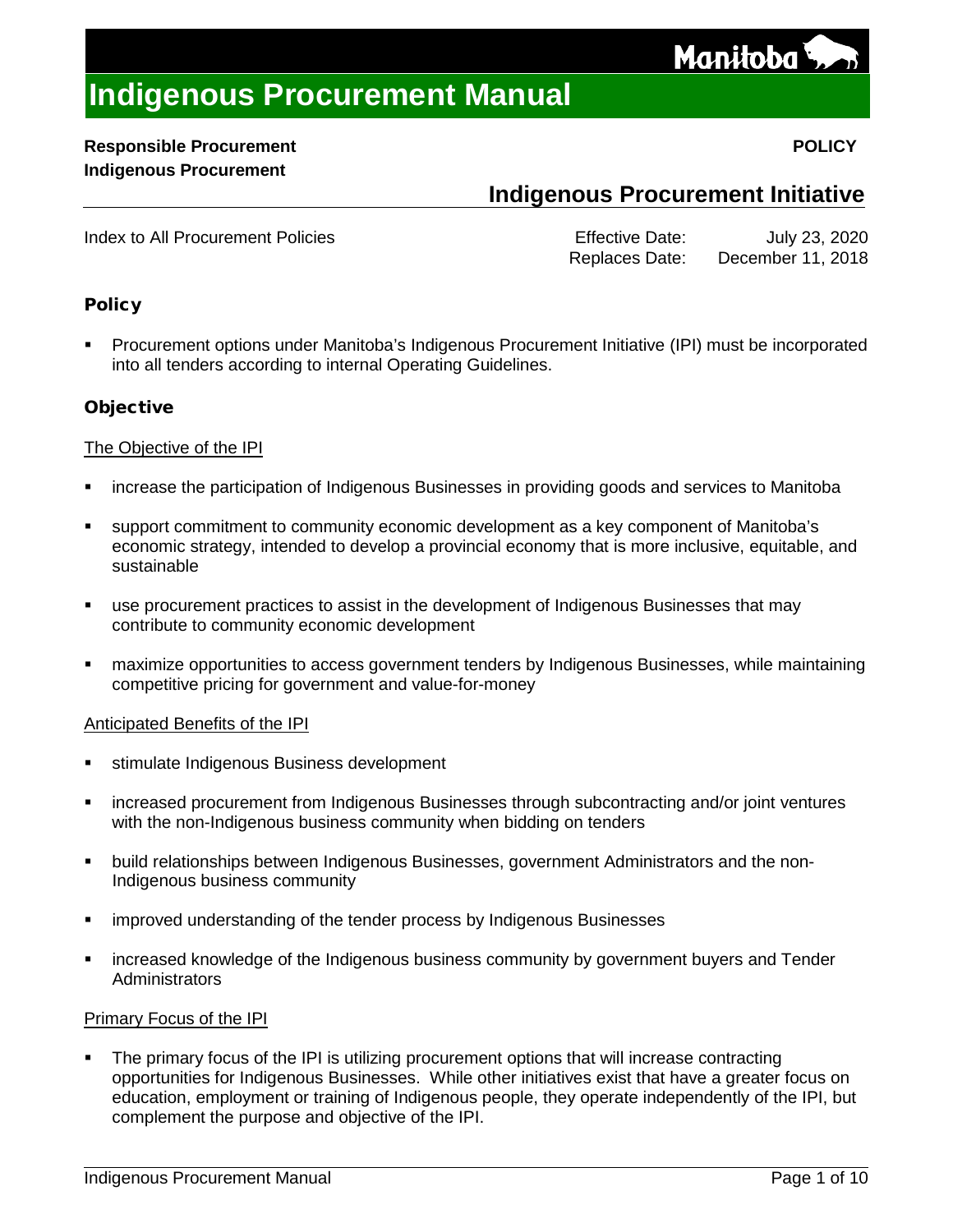# Indigenous Procurement Manual

**Responsible Procurement**
**Indigenous Procurement**

**POLICY**

## Indigenous Procurement Initiative

Index to All Procurement Policies

Effective Date: July 23, 2020
Replaces Date: December 11, 2018

### Policy

- Procurement options under Manitoba's Indigenous Procurement Initiative (IPI) must be incorporated into all tenders according to internal Operating Guidelines.

### Objective

The Objective of the IPI

- increase the participation of Indigenous Businesses in providing goods and services to Manitoba
- support commitment to community economic development as a key component of Manitoba's economic strategy, intended to develop a provincial economy that is more inclusive, equitable, and sustainable
- use procurement practices to assist in the development of Indigenous Businesses that may contribute to community economic development
- maximize opportunities to access government tenders by Indigenous Businesses, while maintaining competitive pricing for government and value-for-money

Anticipated Benefits of the IPI

- stimulate Indigenous Business development
- increased procurement from Indigenous Businesses through subcontracting and/or joint ventures with the non-Indigenous business community when bidding on tenders
- build relationships between Indigenous Businesses, government Administrators and the non-Indigenous business community
- improved understanding of the tender process by Indigenous Businesses
- increased knowledge of the Indigenous business community by government buyers and Tender Administrators

Primary Focus of the IPI

- The primary focus of the IPI is utilizing procurement options that will increase contracting opportunities for Indigenous Businesses. While other initiatives exist that have a greater focus on education, employment or training of Indigenous people, they operate independently of the IPI, but complement the purpose and objective of the IPI.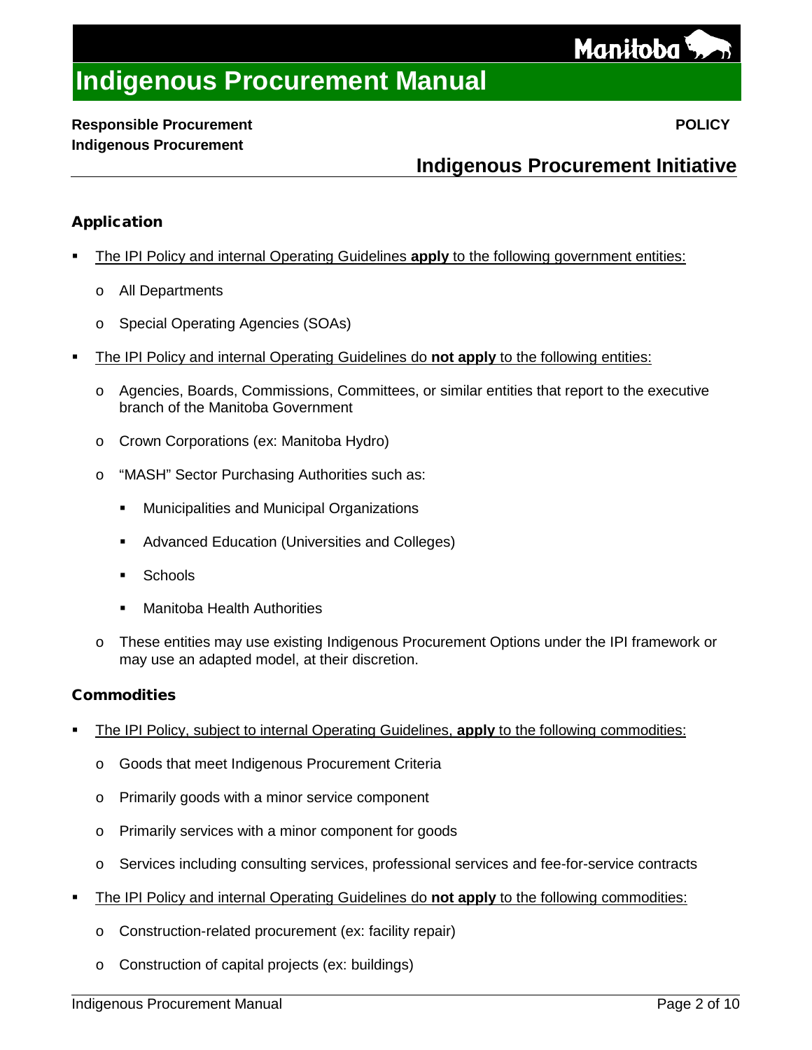**Responsible Procurement** **POLICY**
**Indigenous Procurement**

## Indigenous Procurement Initiative

### Application

- The IPI Policy and internal Operating Guidelines **apply** to the following government entities:
  - All Departments
  - Special Operating Agencies (SOAs)
- The IPI Policy and internal Operating Guidelines do **not apply** to the following entities:
  - Agencies, Boards, Commissions, Committees, or similar entities that report to the executive branch of the Manitoba Government
  - Crown Corporations (ex: Manitoba Hydro)
  - "MASH" Sector Purchasing Authorities such as:
    - Municipalities and Municipal Organizations
    - Advanced Education (Universities and Colleges)
    - Schools
    - Manitoba Health Authorities
  - These entities may use existing Indigenous Procurement Options under the IPI framework or may use an adapted model, at their discretion.

### Commodities

- The IPI Policy, subject to internal Operating Guidelines, **apply** to the following commodities:
  - Goods that meet Indigenous Procurement Criteria
  - Primarily goods with a minor service component
  - Primarily services with a minor component for goods
  - Services including consulting services, professional services and fee-for-service contracts
- The IPI Policy and internal Operating Guidelines do **not apply** to the following commodities:
  - Construction-related procurement (ex: facility repair)
  - Construction of capital projects (ex: buildings)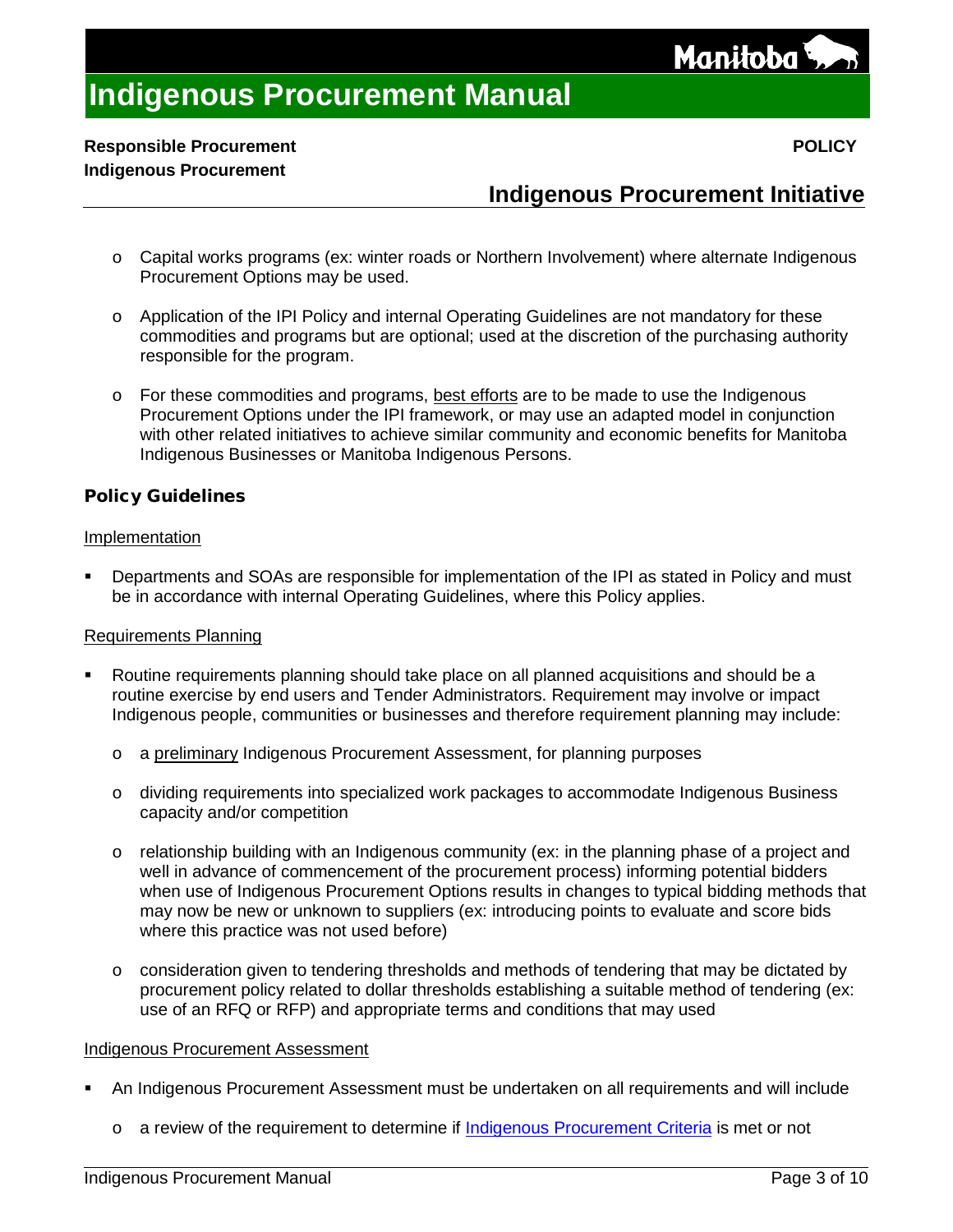- Capital works programs (ex: winter roads or Northern Involvement) where alternate Indigenous Procurement Options may be used.
- Application of the IPI Policy and internal Operating Guidelines are not mandatory for these commodities and programs but are optional; used at the discretion of the purchasing authority responsible for the program.
- For these commodities and programs, best efforts are to be made to use the Indigenous Procurement Options under the IPI framework, or may use an adapted model in conjunction with other related initiatives to achieve similar community and economic benefits for Manitoba Indigenous Businesses or Manitoba Indigenous Persons.

## Policy Guidelines

### Implementation

- Departments and SOAs are responsible for implementation of the IPI as stated in Policy and must be in accordance with internal Operating Guidelines, where this Policy applies.

### Requirements Planning

- Routine requirements planning should take place on all planned acquisitions and should be a routine exercise by end users and Tender Administrators. Requirement may involve or impact Indigenous people, communities or businesses and therefore requirement planning may include:
  - a preliminary Indigenous Procurement Assessment, for planning purposes
  - dividing requirements into specialized work packages to accommodate Indigenous Business capacity and/or competition
  - relationship building with an Indigenous community (ex: in the planning phase of a project and well in advance of commencement of the procurement process) informing potential bidders when use of Indigenous Procurement Options results in changes to typical bidding methods that may now be new or unknown to suppliers (ex: introducing points to evaluate and score bids where this practice was not used before)
  - consideration given to tendering thresholds and methods of tendering that may be dictated by procurement policy related to dollar thresholds establishing a suitable method of tendering (ex: use of an RFQ or RFP) and appropriate terms and conditions that may used

### Indigenous Procurement Assessment

- An Indigenous Procurement Assessment must be undertaken on all requirements and will include
  - a review of the requirement to determine if Indigenous Procurement Criteria is met or not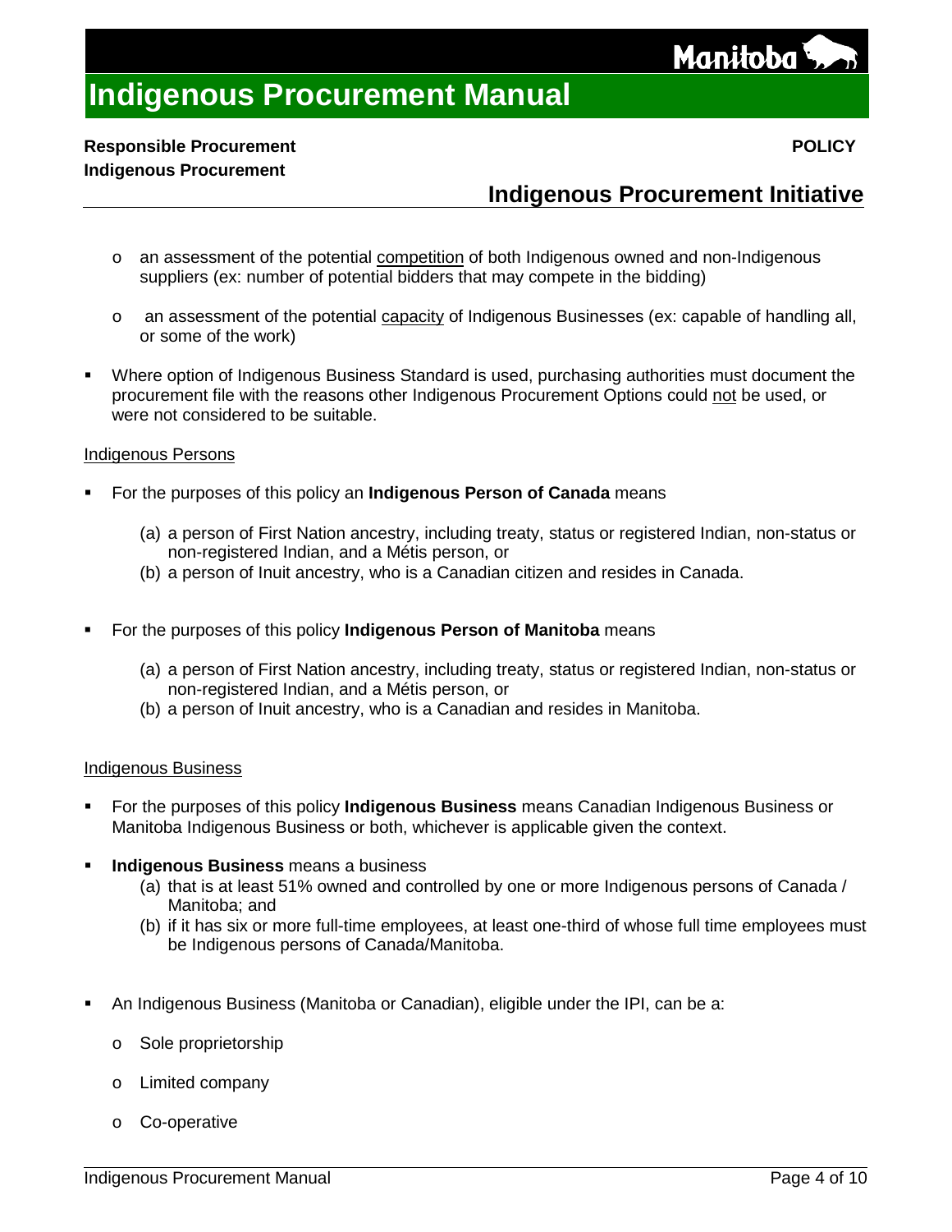- an assessment of the potential <u>competition</u> of both Indigenous owned and non-Indigenous suppliers (ex: number of potential bidders that may compete in the bidding)
- an assessment of the potential <u>capacity</u> of Indigenous Businesses (ex: capable of handling all, or some of the work)

- Where option of Indigenous Business Standard is used, purchasing authorities must document the procurement file with the reasons other Indigenous Procurement Options could <u>not</u> be used, or were not considered to be suitable.

<u>Indigenous Persons</u>

- For the purposes of this policy an **Indigenous Person of Canada** means

  (a) a person of First Nation ancestry, including treaty, status or registered Indian, non-status or non-registered Indian, and a Métis person, or
  (b) a person of Inuit ancestry, who is a Canadian citizen and resides in Canada.

- For the purposes of this policy **Indigenous Person of Manitoba** means

  (a) a person of First Nation ancestry, including treaty, status or registered Indian, non-status or non-registered Indian, and a Métis person, or
  (b) a person of Inuit ancestry, who is a Canadian and resides in Manitoba.

<u>Indigenous Business</u>

- For the purposes of this policy **Indigenous Business** means Canadian Indigenous Business or Manitoba Indigenous Business or both, whichever is applicable given the context.

- **Indigenous Business** means a business
  (a) that is at least 51% owned and controlled by one or more Indigenous persons of Canada / Manitoba; and
  (b) if it has six or more full-time employees, at least one-third of whose full time employees must be Indigenous persons of Canada/Manitoba.

- An Indigenous Business (Manitoba or Canadian), eligible under the IPI, can be a:
  - Sole proprietorship
  - Limited company
  - Co-operative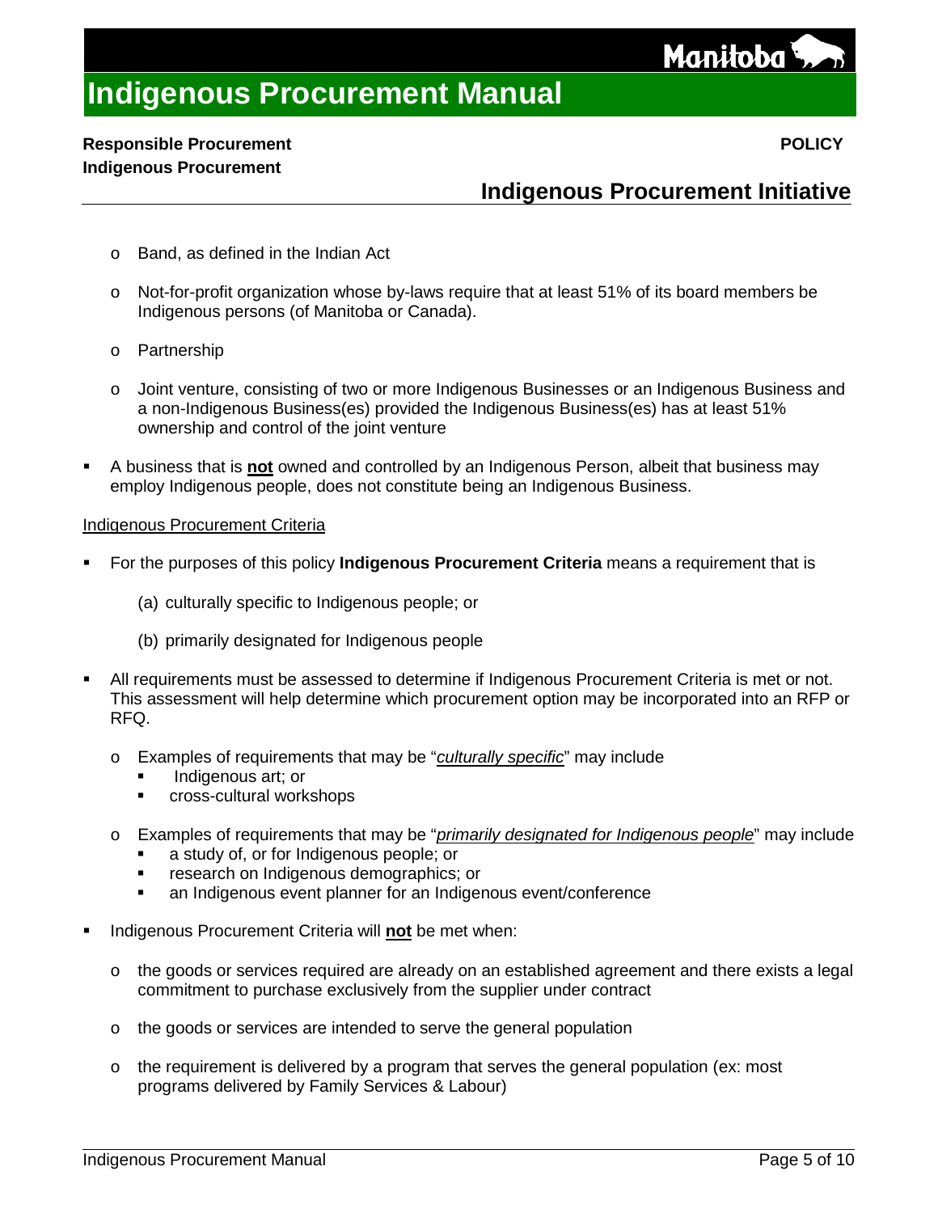- Band, as defined in the Indian Act
- Not-for-profit organization whose by-laws require that at least 51% of its board members be Indigenous persons (of Manitoba or Canada).
- Partnership
- Joint venture, consisting of two or more Indigenous Businesses or an Indigenous Business and a non-Indigenous Business(es) provided the Indigenous Business(es) has at least 51% ownership and control of the joint venture

- A business that is **not** owned and controlled by an Indigenous Person, albeit that business may employ Indigenous people, does not constitute being an Indigenous Business.

Indigenous Procurement Criteria

- For the purposes of this policy **Indigenous Procurement Criteria** means a requirement that is

  (a) culturally specific to Indigenous people; or

  (b) primarily designated for Indigenous people

- All requirements must be assessed to determine if Indigenous Procurement Criteria is met or not. This assessment will help determine which procurement option may be incorporated into an RFP or RFQ.

  - Examples of requirements that may be "*culturally specific*" may include
    - Indigenous art; or
    - cross-cultural workshops

  - Examples of requirements that may be "*primarily designated for Indigenous people*" may include
    - a study of, or for Indigenous people; or
    - research on Indigenous demographics; or
    - an Indigenous event planner for an Indigenous event/conference

- Indigenous Procurement Criteria will **not** be met when:

  - the goods or services required are already on an established agreement and there exists a legal commitment to purchase exclusively from the supplier under contract
  - the goods or services are intended to serve the general population
  - the requirement is delivered by a program that serves the general population (ex: most programs delivered by Family Services & Labour)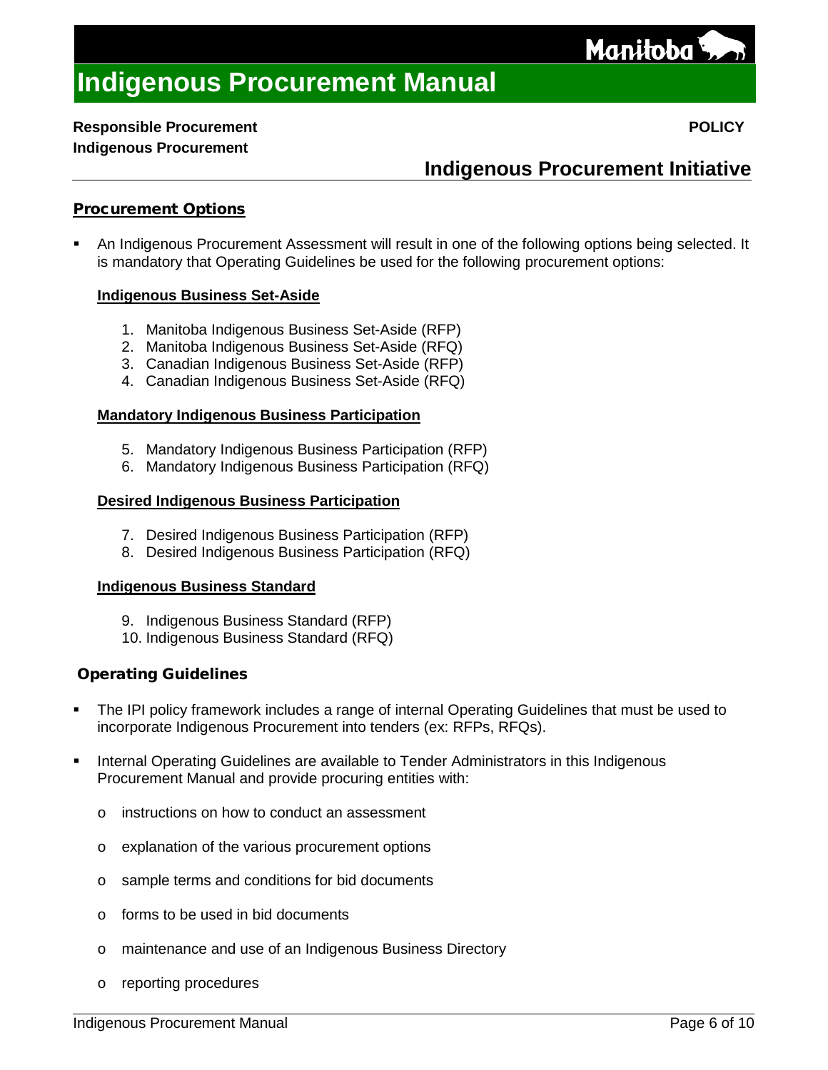## Procurement Options

- An Indigenous Procurement Assessment will result in one of the following options being selected. It is mandatory that Operating Guidelines be used for the following procurement options:

  **Indigenous Business Set-Aside**

  1. Manitoba Indigenous Business Set-Aside (RFP)
  2. Manitoba Indigenous Business Set-Aside (RFQ)
  3. Canadian Indigenous Business Set-Aside (RFP)
  4. Canadian Indigenous Business Set-Aside (RFQ)

  **Mandatory Indigenous Business Participation**

  5. Mandatory Indigenous Business Participation (RFP)
  6. Mandatory Indigenous Business Participation (RFQ)

  **Desired Indigenous Business Participation**

  7. Desired Indigenous Business Participation (RFP)
  8. Desired Indigenous Business Participation (RFQ)

  **Indigenous Business Standard**

  9. Indigenous Business Standard (RFP)
  10. Indigenous Business Standard (RFQ)

## Operating Guidelines

- The IPI policy framework includes a range of internal Operating Guidelines that must be used to incorporate Indigenous Procurement into tenders (ex: RFPs, RFQs).
- Internal Operating Guidelines are available to Tender Administrators in this Indigenous Procurement Manual and provide procuring entities with:
  - instructions on how to conduct an assessment
  - explanation of the various procurement options
  - sample terms and conditions for bid documents
  - forms to be used in bid documents
  - maintenance and use of an Indigenous Business Directory
  - reporting procedures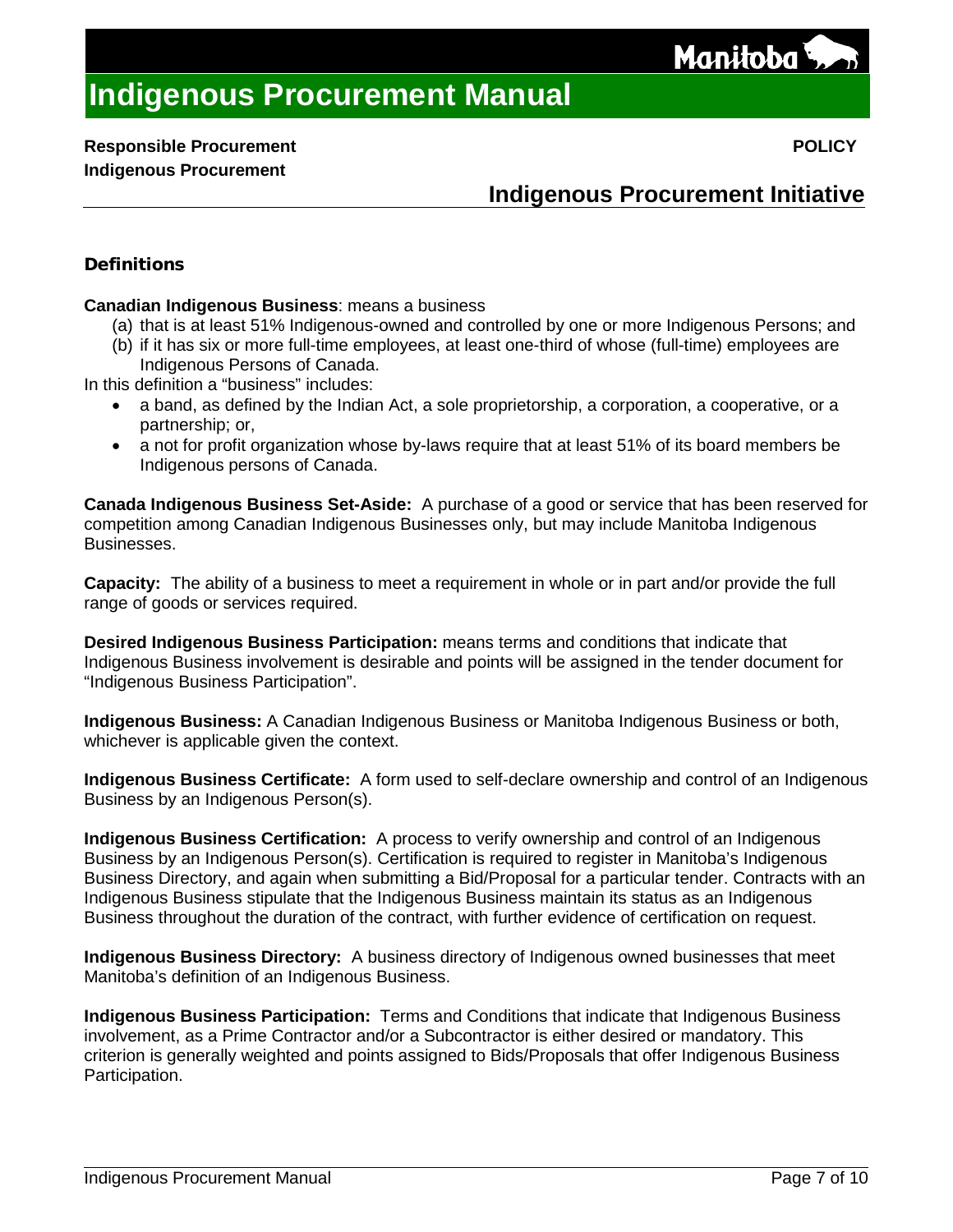## Definitions

**Canadian Indigenous Business**: means a business

(a) that is at least 51% Indigenous-owned and controlled by one or more Indigenous Persons; and
(b) if it has six or more full-time employees, at least one-third of whose (full-time) employees are Indigenous Persons of Canada.

In this definition a "business" includes:

- a band, as defined by the Indian Act, a sole proprietorship, a corporation, a cooperative, or a partnership; or,
- a not for profit organization whose by-laws require that at least 51% of its board members be Indigenous persons of Canada.

**Canada Indigenous Business Set-Aside:** A purchase of a good or service that has been reserved for competition among Canadian Indigenous Businesses only, but may include Manitoba Indigenous Businesses.

**Capacity:** The ability of a business to meet a requirement in whole or in part and/or provide the full range of goods or services required.

**Desired Indigenous Business Participation:** means terms and conditions that indicate that Indigenous Business involvement is desirable and points will be assigned in the tender document for "Indigenous Business Participation".

**Indigenous Business:** A Canadian Indigenous Business or Manitoba Indigenous Business or both, whichever is applicable given the context.

**Indigenous Business Certificate:** A form used to self-declare ownership and control of an Indigenous Business by an Indigenous Person(s).

**Indigenous Business Certification:** A process to verify ownership and control of an Indigenous Business by an Indigenous Person(s). Certification is required to register in Manitoba's Indigenous Business Directory, and again when submitting a Bid/Proposal for a particular tender. Contracts with an Indigenous Business stipulate that the Indigenous Business maintain its status as an Indigenous Business throughout the duration of the contract, with further evidence of certification on request.

**Indigenous Business Directory:** A business directory of Indigenous owned businesses that meet Manitoba's definition of an Indigenous Business.

**Indigenous Business Participation:** Terms and Conditions that indicate that Indigenous Business involvement, as a Prime Contractor and/or a Subcontractor is either desired or mandatory. This criterion is generally weighted and points assigned to Bids/Proposals that offer Indigenous Business Participation.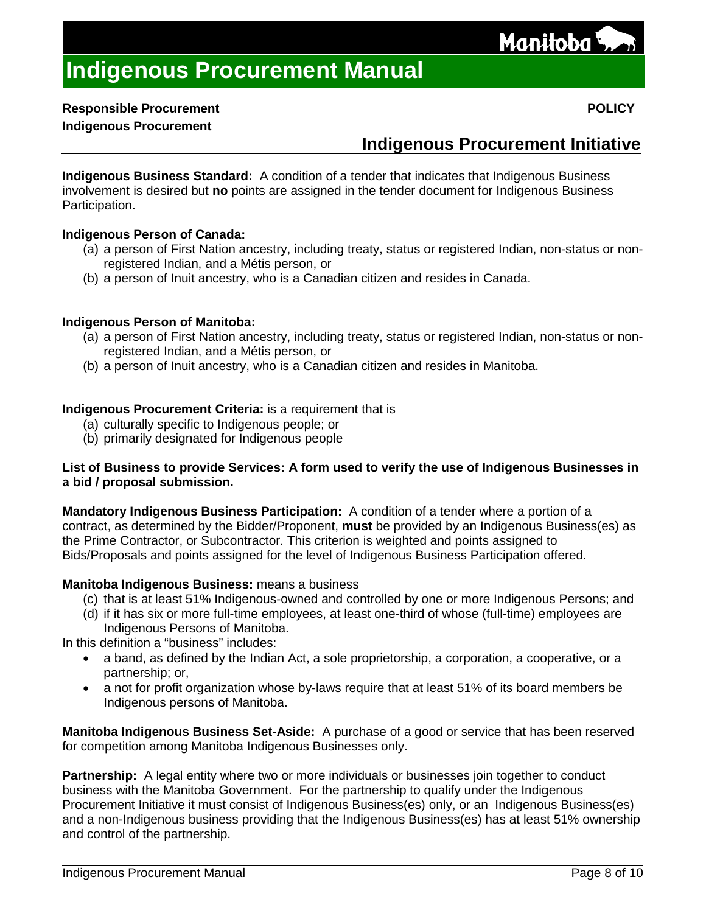# Indigenous Procurement Manual

**Responsible Procurement** **POLICY**

**Indigenous Procurement**

## Indigenous Procurement Initiative

**Indigenous Business Standard:** A condition of a tender that indicates that Indigenous Business involvement is desired but **no** points are assigned in the tender document for Indigenous Business Participation.

**Indigenous Person of Canada:**

(a) a person of First Nation ancestry, including treaty, status or registered Indian, non-status or non-registered Indian, and a Métis person, or
(b) a person of Inuit ancestry, who is a Canadian citizen and resides in Canada.

**Indigenous Person of Manitoba:**

(a) a person of First Nation ancestry, including treaty, status or registered Indian, non-status or non-registered Indian, and a Métis person, or
(b) a person of Inuit ancestry, who is a Canadian citizen and resides in Manitoba.

**Indigenous Procurement Criteria:** is a requirement that is

(a) culturally specific to Indigenous people; or
(b) primarily designated for Indigenous people

**List of Business to provide Services: A form used to verify the use of Indigenous Businesses in a bid / proposal submission.**

**Mandatory Indigenous Business Participation:** A condition of a tender where a portion of a contract, as determined by the Bidder/Proponent, **must** be provided by an Indigenous Business(es) as the Prime Contractor, or Subcontractor. This criterion is weighted and points assigned to Bids/Proposals and points assigned for the level of Indigenous Business Participation offered.

**Manitoba Indigenous Business:** means a business

(c) that is at least 51% Indigenous-owned and controlled by one or more Indigenous Persons; and
(d) if it has six or more full-time employees, at least one-third of whose (full-time) employees are Indigenous Persons of Manitoba.

In this definition a "business" includes:

- a band, as defined by the Indian Act, a sole proprietorship, a corporation, a cooperative, or a partnership; or,
- a not for profit organization whose by-laws require that at least 51% of its board members be Indigenous persons of Manitoba.

**Manitoba Indigenous Business Set-Aside:** A purchase of a good or service that has been reserved for competition among Manitoba Indigenous Businesses only.

**Partnership:** A legal entity where two or more individuals or businesses join together to conduct business with the Manitoba Government. For the partnership to qualify under the Indigenous Procurement Initiative it must consist of Indigenous Business(es) only, or an Indigenous Business(es) and a non-Indigenous business providing that the Indigenous Business(es) has at least 51% ownership and control of the partnership.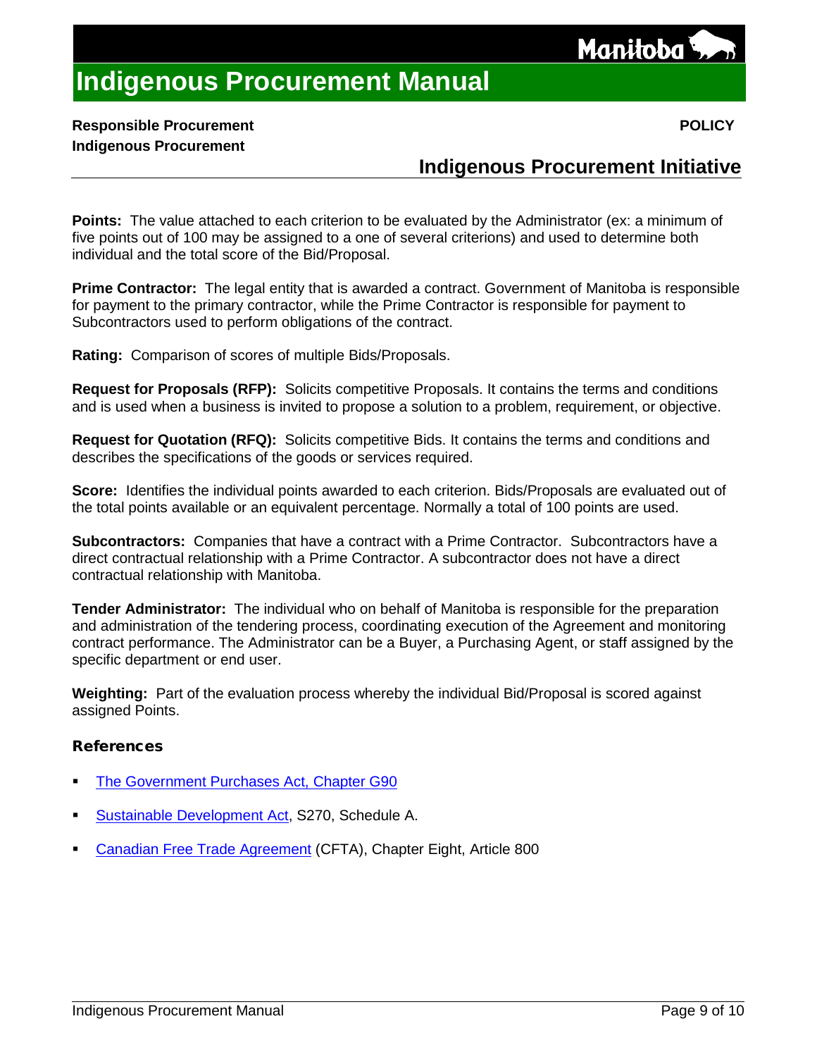**Points:** The value attached to each criterion to be evaluated by the Administrator (ex: a minimum of five points out of 100 may be assigned to a one of several criterions) and used to determine both individual and the total score of the Bid/Proposal.

**Prime Contractor:** The legal entity that is awarded a contract. Government of Manitoba is responsible for payment to the primary contractor, while the Prime Contractor is responsible for payment to Subcontractors used to perform obligations of the contract.

**Rating:** Comparison of scores of multiple Bids/Proposals.

**Request for Proposals (RFP):** Solicits competitive Proposals. It contains the terms and conditions and is used when a business is invited to propose a solution to a problem, requirement, or objective.

**Request for Quotation (RFQ):** Solicits competitive Bids. It contains the terms and conditions and describes the specifications of the goods or services required.

**Score:** Identifies the individual points awarded to each criterion. Bids/Proposals are evaluated out of the total points available or an equivalent percentage. Normally a total of 100 points are used.

**Subcontractors:** Companies that have a contract with a Prime Contractor. Subcontractors have a direct contractual relationship with a Prime Contractor. A subcontractor does not have a direct contractual relationship with Manitoba.

**Tender Administrator:** The individual who on behalf of Manitoba is responsible for the preparation and administration of the tendering process, coordinating execution of the Agreement and monitoring contract performance. The Administrator can be a Buyer, a Purchasing Agent, or staff assigned by the specific department or end user.

**Weighting:** Part of the evaluation process whereby the individual Bid/Proposal is scored against assigned Points.

## References

- The Government Purchases Act, Chapter G90
- Sustainable Development Act, S270, Schedule A.
- Canadian Free Trade Agreement (CFTA), Chapter Eight, Article 800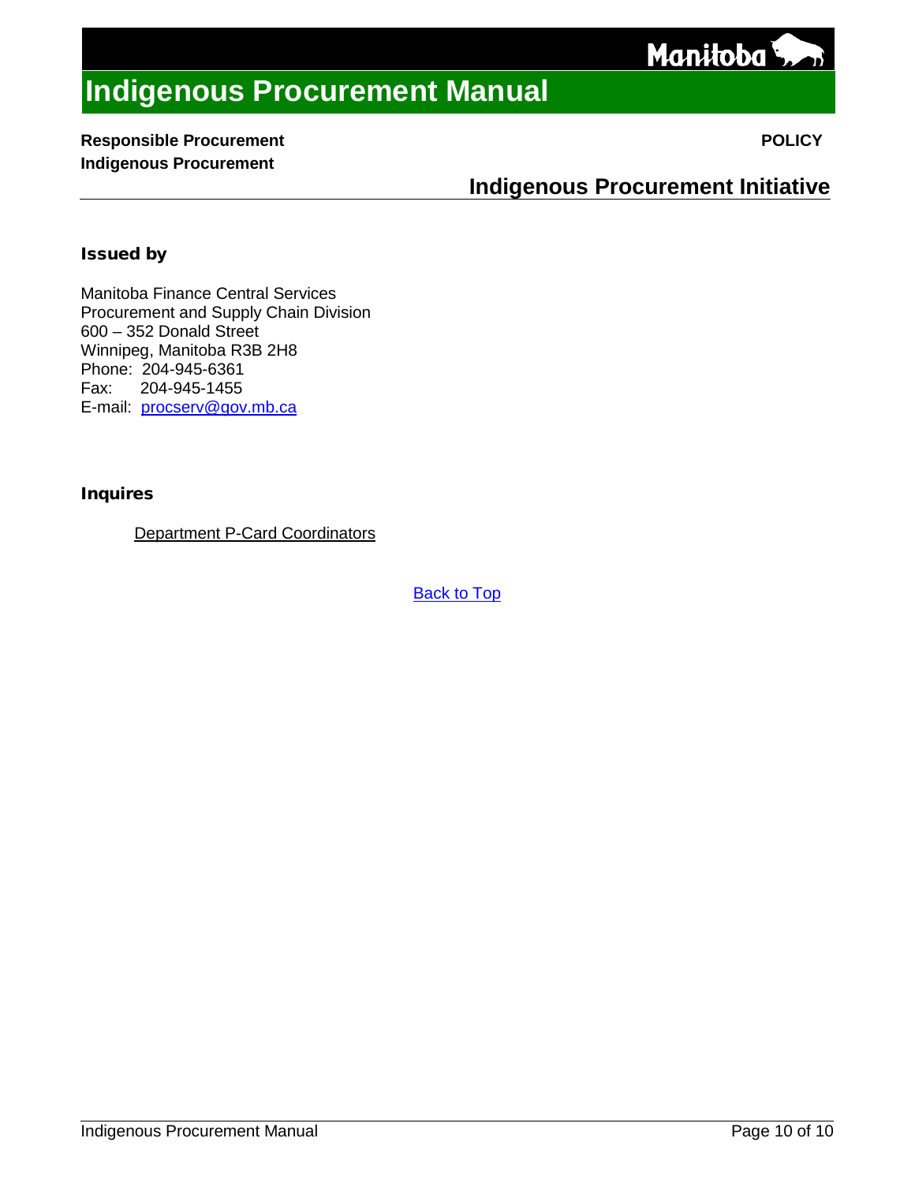**Responsible Procurement** **POLICY**

**Indigenous Procurement**

## Indigenous Procurement Initiative

### Issued by

Manitoba Finance Central Services
Procurement and Supply Chain Division
600 – 352 Donald Street
Winnipeg, Manitoba R3B 2H8
Phone: 204-945-6361
Fax: 204-945-1455
E-mail: procserv@gov.mb.ca

### Inquires

Department P-Card Coordinators

Back to Top